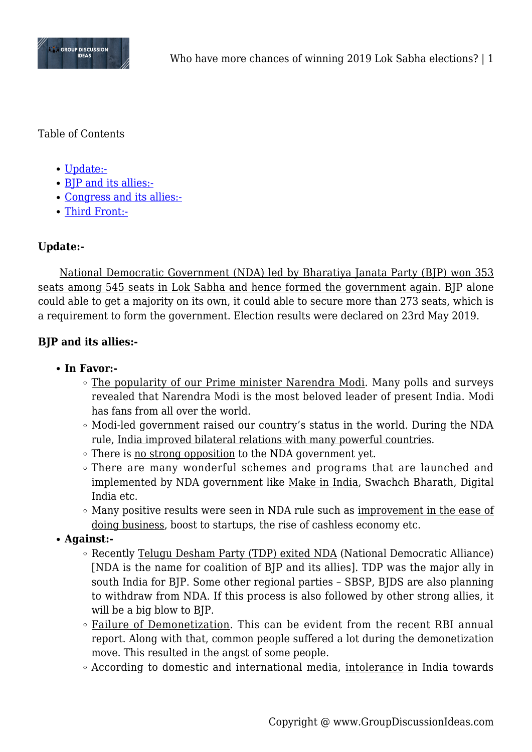Table of Contents

- Update:-
- BJP and its allies:-
- Congress and its allies:-
- Third Front:-

**Update:-**

National Democratic Government (NDA) led by Bharatiya Janata Party (BJP) won 353 seats among 545 seats in Lok Sabha and hence formed the government again. BJP alone could able to get a majority on its own, it could able to secure more than 273 seats, which is a requirement to form the government. Election results were declared on 23rd May 2019.

**BJP and its allies:-**

- **In Favor:-**
  - The popularity of our Prime minister Narendra Modi. Many polls and surveys revealed that Narendra Modi is the most beloved leader of present India. Modi has fans from all over the world.
  - Modi-led government raised our country's status in the world. During the NDA rule, India improved bilateral relations with many powerful countries.
  - There is no strong opposition to the NDA government yet.
  - There are many wonderful schemes and programs that are launched and implemented by NDA government like Make in India, Swachch Bharath, Digital India etc.
  - Many positive results were seen in NDA rule such as improvement in the ease of doing business, boost to startups, the rise of cashless economy etc.
- **Against:-**
  - Recently Telugu Desham Party (TDP) exited NDA (National Democratic Alliance) [NDA is the name for coalition of BJP and its allies]. TDP was the major ally in south India for BJP. Some other regional parties – SBSP, BJDS are also planning to withdraw from NDA. If this process is also followed by other strong allies, it will be a big blow to BJP.
  - Failure of Demonetization. This can be evident from the recent RBI annual report. Along with that, common people suffered a lot during the demonetization move. This resulted in the angst of some people.
  - According to domestic and international media, intolerance in India towards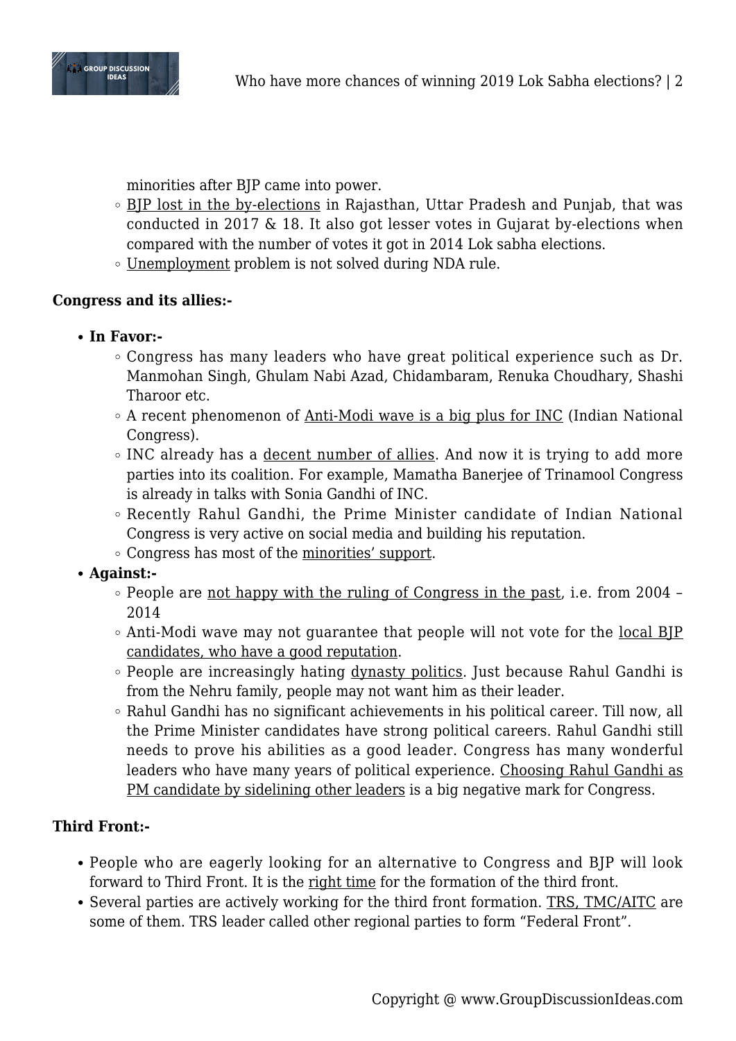minorities after BJP came into power.
  - BJP lost in the by-elections in Rajasthan, Uttar Pradesh and Punjab, that was conducted in 2017 & 18. It also got lesser votes in Gujarat by-elections when compared with the number of votes it got in 2014 Lok sabha elections.
  - Unemployment problem is not solved during NDA rule.

**Congress and its allies:-**

- **In Favor:-**
  - Congress has many leaders who have great political experience such as Dr. Manmohan Singh, Ghulam Nabi Azad, Chidambaram, Renuka Choudhary, Shashi Tharoor etc.
  - A recent phenomenon of Anti-Modi wave is a big plus for INC (Indian National Congress).
  - INC already has a decent number of allies. And now it is trying to add more parties into its coalition. For example, Mamatha Banerjee of Trinamool Congress is already in talks with Sonia Gandhi of INC.
  - Recently Rahul Gandhi, the Prime Minister candidate of Indian National Congress is very active on social media and building his reputation.
  - Congress has most of the minorities' support.
- **Against:-**
  - People are not happy with the ruling of Congress in the past, i.e. from 2004 – 2014
  - Anti-Modi wave may not guarantee that people will not vote for the local BJP candidates, who have a good reputation.
  - People are increasingly hating dynasty politics. Just because Rahul Gandhi is from the Nehru family, people may not want him as their leader.
  - Rahul Gandhi has no significant achievements in his political career. Till now, all the Prime Minister candidates have strong political careers. Rahul Gandhi still needs to prove his abilities as a good leader. Congress has many wonderful leaders who have many years of political experience. Choosing Rahul Gandhi as PM candidate by sidelining other leaders is a big negative mark for Congress.

**Third Front:-**

- People who are eagerly looking for an alternative to Congress and BJP will look forward to Third Front. It is the right time for the formation of the third front.
- Several parties are actively working for the third front formation. TRS, TMC/AITC are some of them. TRS leader called other regional parties to form "Federal Front".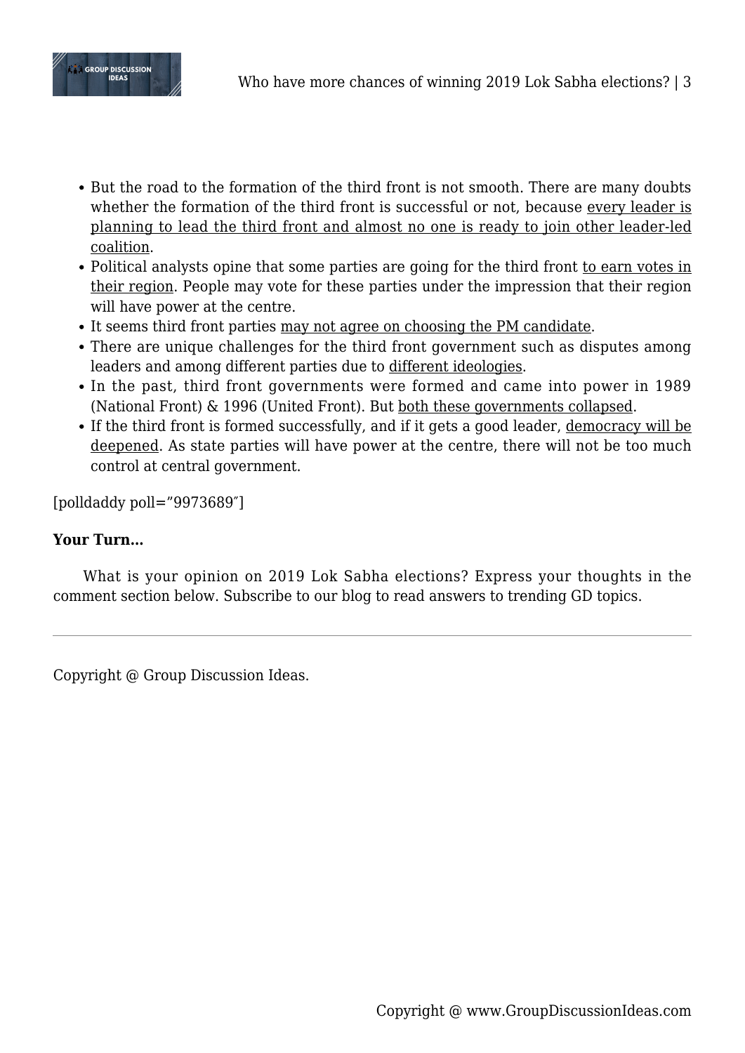- But the road to the formation of the third front is not smooth. There are many doubts whether the formation of the third front is successful or not, because every leader is planning to lead the third front and almost no one is ready to join other leader-led coalition.
- Political analysts opine that some parties are going for the third front to earn votes in their region. People may vote for these parties under the impression that their region will have power at the centre.
- It seems third front parties may not agree on choosing the PM candidate.
- There are unique challenges for the third front government such as disputes among leaders and among different parties due to different ideologies.
- In the past, third front governments were formed and came into power in 1989 (National Front) & 1996 (United Front). But both these governments collapsed.
- If the third front is formed successfully, and if it gets a good leader, democracy will be deepened. As state parties will have power at the centre, there will not be too much control at central government.

[polldaddy poll="9973689″]

**Your Turn…**

What is your opinion on 2019 Lok Sabha elections? Express your thoughts in the comment section below. Subscribe to our blog to read answers to trending GD topics.

---

Copyright @ Group Discussion Ideas.